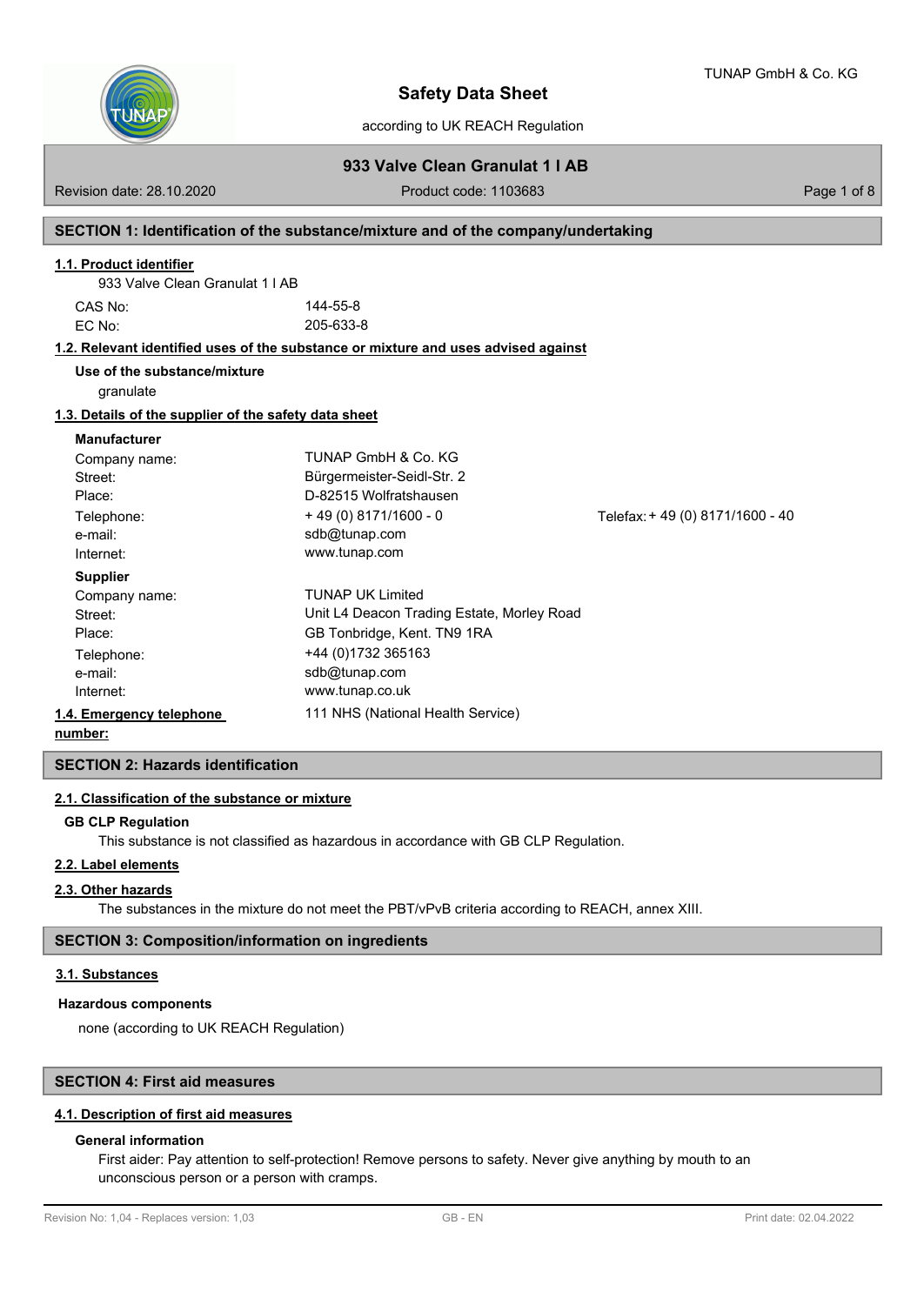# Safety Data Sheet

according to UK REACH Regulation

## 933 Valve Clean Granulat 1 l AB

Revision date: 28.10.2020 | Product code: 1103683

## SECTION 1: Identification of the substance/mixture and of the company/undertaking

### 1.1. Product identifier

933 Valve Clean Granulat 1 l AB

| | |
|---|---|
| CAS No: | 144-55-8 |
| EC No: | 205-633-8 |

### 1.2. Relevant identified uses of the substance or mixture and uses advised against

**Use of the substance/mixture**

granulate

### 1.3. Details of the supplier of the safety data sheet

**Manufacturer**

| | | |
|---|---|---|
| Company name: | TUNAP GmbH & Co. KG | |
| Street: | Bürgermeister-Seidl-Str. 2 | |
| Place: | D-82515 Wolfratshausen | |
| Telephone: | + 49 (0) 8171/1600 - 0 | Telefax: + 49 (0) 8171/1600 - 40 |
| e-mail: | sdb@tunap.com | |
| Internet: | www.tunap.com | |

**Supplier**

| | |
|---|---|
| Company name: | TUNAP UK Limited |
| Street: | Unit L4 Deacon Trading Estate, Morley Road |
| Place: | GB Tonbridge, Kent. TN9 1RA |
| Telephone: | +44 (0)1732 365163 |
| e-mail: | sdb@tunap.com |
| Internet: | www.tunap.co.uk |

### 1.4. Emergency telephone number:

111 NHS (National Health Service)

## SECTION 2: Hazards identification

### 2.1. Classification of the substance or mixture

**GB CLP Regulation**

This substance is not classified as hazardous in accordance with GB CLP Regulation.

### 2.2. Label elements

### 2.3. Other hazards

The substances in the mixture do not meet the PBT/vPvB criteria according to REACH, annex XIII.

## SECTION 3: Composition/information on ingredients

### 3.1. Substances

**Hazardous components**

none (according to UK REACH Regulation)

## SECTION 4: First aid measures

### 4.1. Description of first aid measures

**General information**

First aider: Pay attention to self-protection! Remove persons to safety. Never give anything by mouth to an unconscious person or a person with cramps.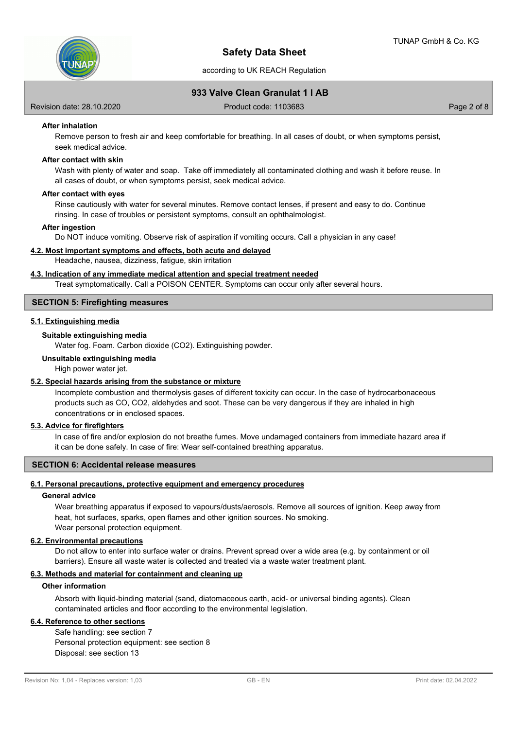**After inhalation**

Remove person to fresh air and keep comfortable for breathing. In all cases of doubt, or when symptoms persist, seek medical advice.

**After contact with skin**

Wash with plenty of water and soap. Take off immediately all contaminated clothing and wash it before reuse. In all cases of doubt, or when symptoms persist, seek medical advice.

**After contact with eyes**

Rinse cautiously with water for several minutes. Remove contact lenses, if present and easy to do. Continue rinsing. In case of troubles or persistent symptoms, consult an ophthalmologist.

**After ingestion**

Do NOT induce vomiting. Observe risk of aspiration if vomiting occurs. Call a physician in any case!

### 4.2. Most important symptoms and effects, both acute and delayed

Headache, nausea, dizziness, fatigue, skin irritation

### 4.3. Indication of any immediate medical attention and special treatment needed

Treat symptomatically. Call a POISON CENTER. Symptoms can occur only after several hours.

## SECTION 5: Firefighting measures

### 5.1. Extinguishing media

**Suitable extinguishing media**

Water fog. Foam. Carbon dioxide ($CO_2$). Extinguishing powder.

**Unsuitable extinguishing media**

High power water jet.

### 5.2. Special hazards arising from the substance or mixture

Incomplete combustion and thermolysis gases of different toxicity can occur. In the case of hydrocarbonaceous products such as CO, $CO_2$, aldehydes and soot. These can be very dangerous if they are inhaled in high concentrations or in enclosed spaces.

### 5.3. Advice for firefighters

In case of fire and/or explosion do not breathe fumes. Move undamaged containers from immediate hazard area if it can be done safely. In case of fire: Wear self-contained breathing apparatus.

## SECTION 6: Accidental release measures

### 6.1. Personal precautions, protective equipment and emergency procedures

**General advice**

Wear breathing apparatus if exposed to vapours/dusts/aerosols. Remove all sources of ignition. Keep away from heat, hot surfaces, sparks, open flames and other ignition sources. No smoking.
Wear personal protection equipment.

### 6.2. Environmental precautions

Do not allow to enter into surface water or drains. Prevent spread over a wide area (e.g. by containment or oil barriers). Ensure all waste water is collected and treated via a waste water treatment plant.

### 6.3. Methods and material for containment and cleaning up

**Other information**

Absorb with liquid-binding material (sand, diatomaceous earth, acid- or universal binding agents). Clean contaminated articles and floor according to the environmental legislation.

### 6.4. Reference to other sections

Safe handling: see section 7
Personal protection equipment: see section 8
Disposal: see section 13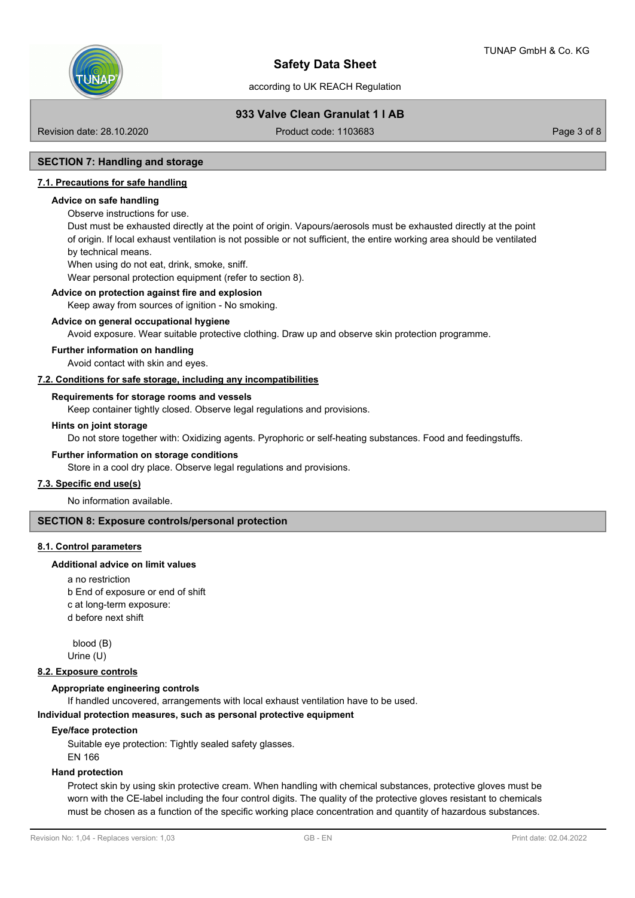## SECTION 7: Handling and storage

### 7.1. Precautions for safe handling

**Advice on safe handling**

Observe instructions for use.
Dust must be exhausted directly at the point of origin. Vapours/aerosols must be exhausted directly at the point of origin. If local exhaust ventilation is not possible or not sufficient, the entire working area should be ventilated by technical means.
When using do not eat, drink, smoke, sniff.
Wear personal protection equipment (refer to section 8).

**Advice on protection against fire and explosion**

Keep away from sources of ignition - No smoking.

**Advice on general occupational hygiene**

Avoid exposure. Wear suitable protective clothing. Draw up and observe skin protection programme.

**Further information on handling**

Avoid contact with skin and eyes.

### 7.2. Conditions for safe storage, including any incompatibilities

**Requirements for storage rooms and vessels**

Keep container tightly closed. Observe legal regulations and provisions.

**Hints on joint storage**

Do not store together with: Oxidizing agents. Pyrophoric or self-heating substances. Food and feedingstuffs.

**Further information on storage conditions**

Store in a cool dry place. Observe legal regulations and provisions.

### 7.3. Specific end use(s)

No information available.

## SECTION 8: Exposure controls/personal protection

### 8.1. Control parameters

**Additional advice on limit values**

a no restriction
b End of exposure or end of shift
c at long-term exposure:
d before next shift

blood (B)
Urine (U)

### 8.2. Exposure controls

**Appropriate engineering controls**

If handled uncovered, arrangements with local exhaust ventilation have to be used.

**Individual protection measures, such as personal protective equipment**

**Eye/face protection**

Suitable eye protection: Tightly sealed safety glasses.
EN 166

**Hand protection**

Protect skin by using skin protective cream. When handling with chemical substances, protective gloves must be worn with the CE-label including the four control digits. The quality of the protective gloves resistant to chemicals must be chosen as a function of the specific working place concentration and quantity of hazardous substances.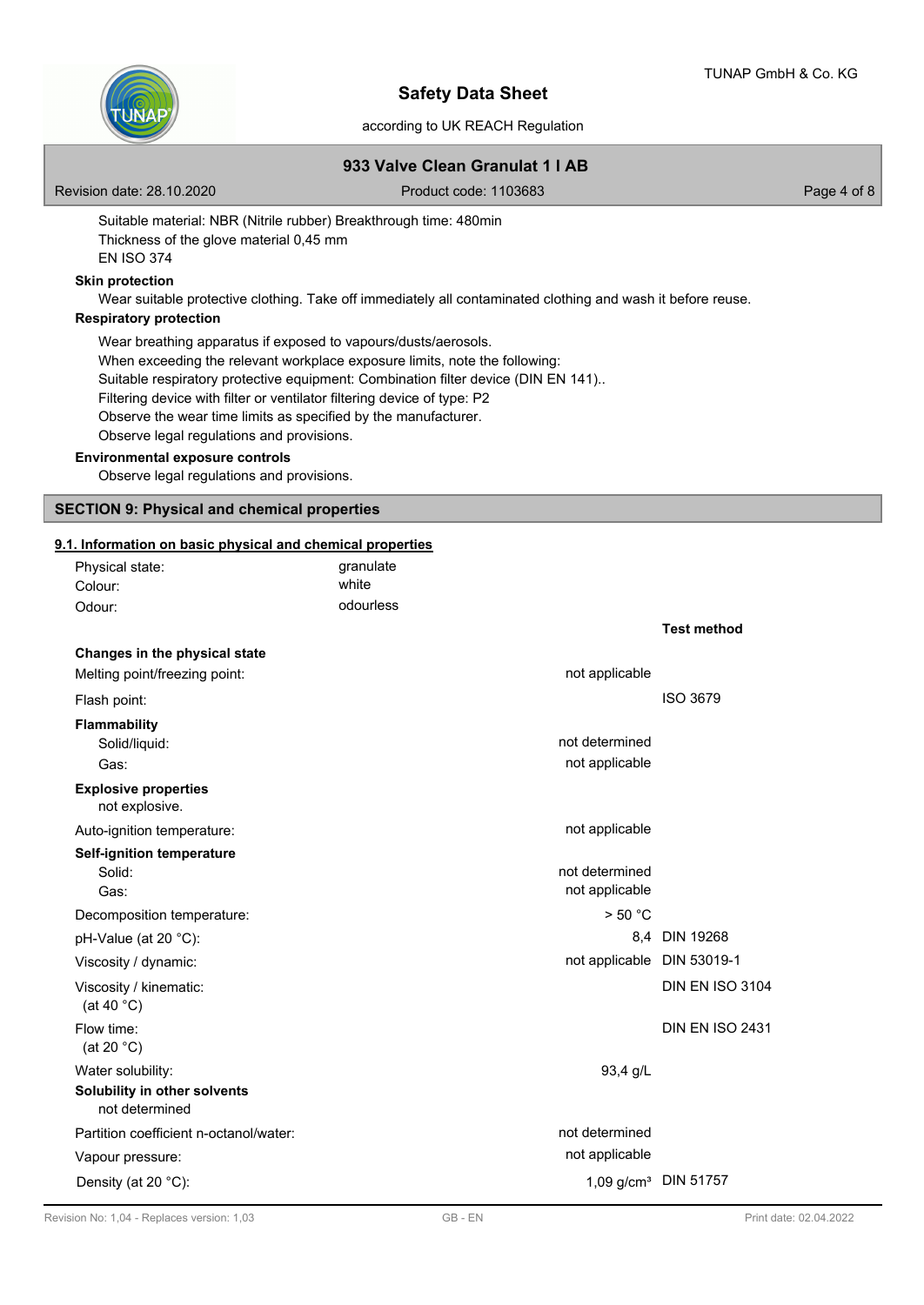Suitable material: NBR (Nitrile rubber) Breakthrough time: 480min
Thickness of the glove material 0,45 mm
EN ISO 374

**Skin protection**

Wear suitable protective clothing. Take off immediately all contaminated clothing and wash it before reuse.

**Respiratory protection**

Wear breathing apparatus if exposed to vapours/dusts/aerosols.
When exceeding the relevant workplace exposure limits, note the following:
Suitable respiratory protective equipment: Combination filter device (DIN EN 141)..
Filtering device with filter or ventilator filtering device of type: P2
Observe the wear time limits as specified by the manufacturer.
Observe legal regulations and provisions.

**Environmental exposure controls**

Observe legal regulations and provisions.

## SECTION 9: Physical and chemical properties

### 9.1. Information on basic physical and chemical properties

| | |
|---|---|
| Physical state: | granulate |
| Colour: | white |
| Odour: | odourless |

| | | Test method |
|---|---|---|
| **Changes in the physical state** | | |
| Melting point/freezing point: | not applicable | |
| Flash point: | | ISO 3679 |
| **Flammability** | | |
| Solid/liquid: | not determined | |
| Gas: | not applicable | |
| **Explosive properties** | | |
| not explosive. | | |
| Auto-ignition temperature: | not applicable | |
| **Self-ignition temperature** | | |
| Solid: | not determined | |
| Gas: | not applicable | |
| Decomposition temperature: | > 50 °C | |
| pH-Value (at 20 °C): | 8,4 | DIN 19268 |
| Viscosity / dynamic: | not applicable | DIN 53019-1 |
| Viscosity / kinematic: (at 40 °C) | | DIN EN ISO 3104 |
| Flow time: (at 20 °C) | | DIN EN ISO 2431 |
| Water solubility: | 93,4 g/L | |
| **Solubility in other solvents** | | |
| not determined | | |
| Partition coefficient n-octanol/water: | not determined | |
| Vapour pressure: | not applicable | |
| Density (at 20 °C): | 1,09 g/cm³ | DIN 51757 |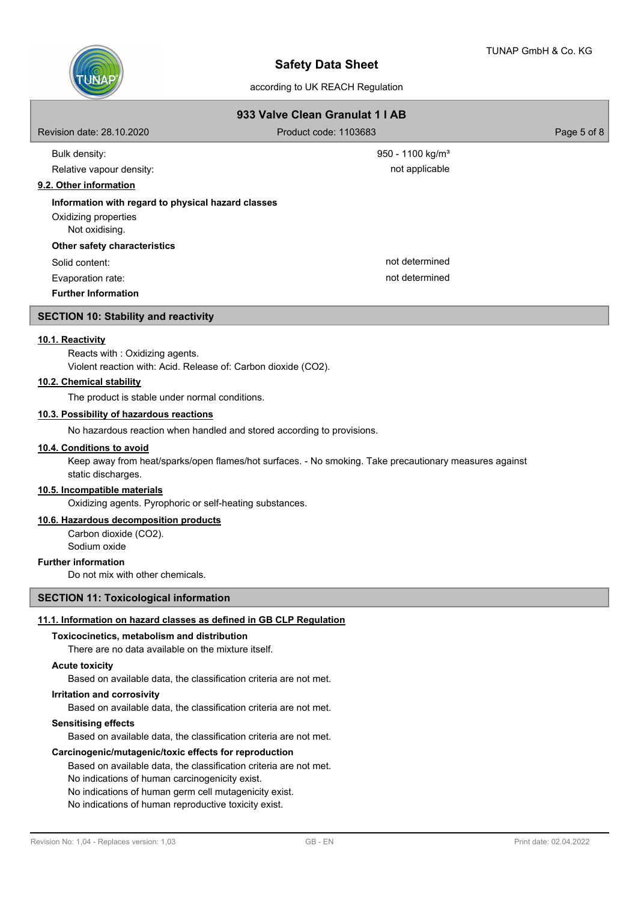| | |
|---|---|
| Bulk density: | 950 - 1100 kg/m³ |
| Relative vapour density: | not applicable |

### 9.2. Other information

**Information with regard to physical hazard classes**

Oxidizing properties

Not oxidising.

**Other safety characteristics**

| | |
|---|---|
| Solid content: | not determined |
| Evaporation rate: | not determined |

**Further Information**

## SECTION 10: Stability and reactivity

### 10.1. Reactivity

Reacts with : Oxidizing agents.
Violent reaction with: Acid. Release of: Carbon dioxide ($CO_2$).

### 10.2. Chemical stability

The product is stable under normal conditions.

### 10.3. Possibility of hazardous reactions

No hazardous reaction when handled and stored according to provisions.

### 10.4. Conditions to avoid

Keep away from heat/sparks/open flames/hot surfaces. - No smoking. Take precautionary measures against static discharges.

### 10.5. Incompatible materials

Oxidizing agents. Pyrophoric or self-heating substances.

### 10.6. Hazardous decomposition products

Carbon dioxide ($CO_2$).
Sodium oxide

**Further information**

Do not mix with other chemicals.

## SECTION 11: Toxicological information

### 11.1. Information on hazard classes as defined in GB CLP Regulation

**Toxicocinetics, metabolism and distribution**

There are no data available on the mixture itself.

**Acute toxicity**

Based on available data, the classification criteria are not met.

**Irritation and corrosivity**

Based on available data, the classification criteria are not met.

**Sensitising effects**

Based on available data, the classification criteria are not met.

**Carcinogenic/mutagenic/toxic effects for reproduction**

Based on available data, the classification criteria are not met.
No indications of human carcinogenicity exist.
No indications of human germ cell mutagenicity exist.
No indications of human reproductive toxicity exist.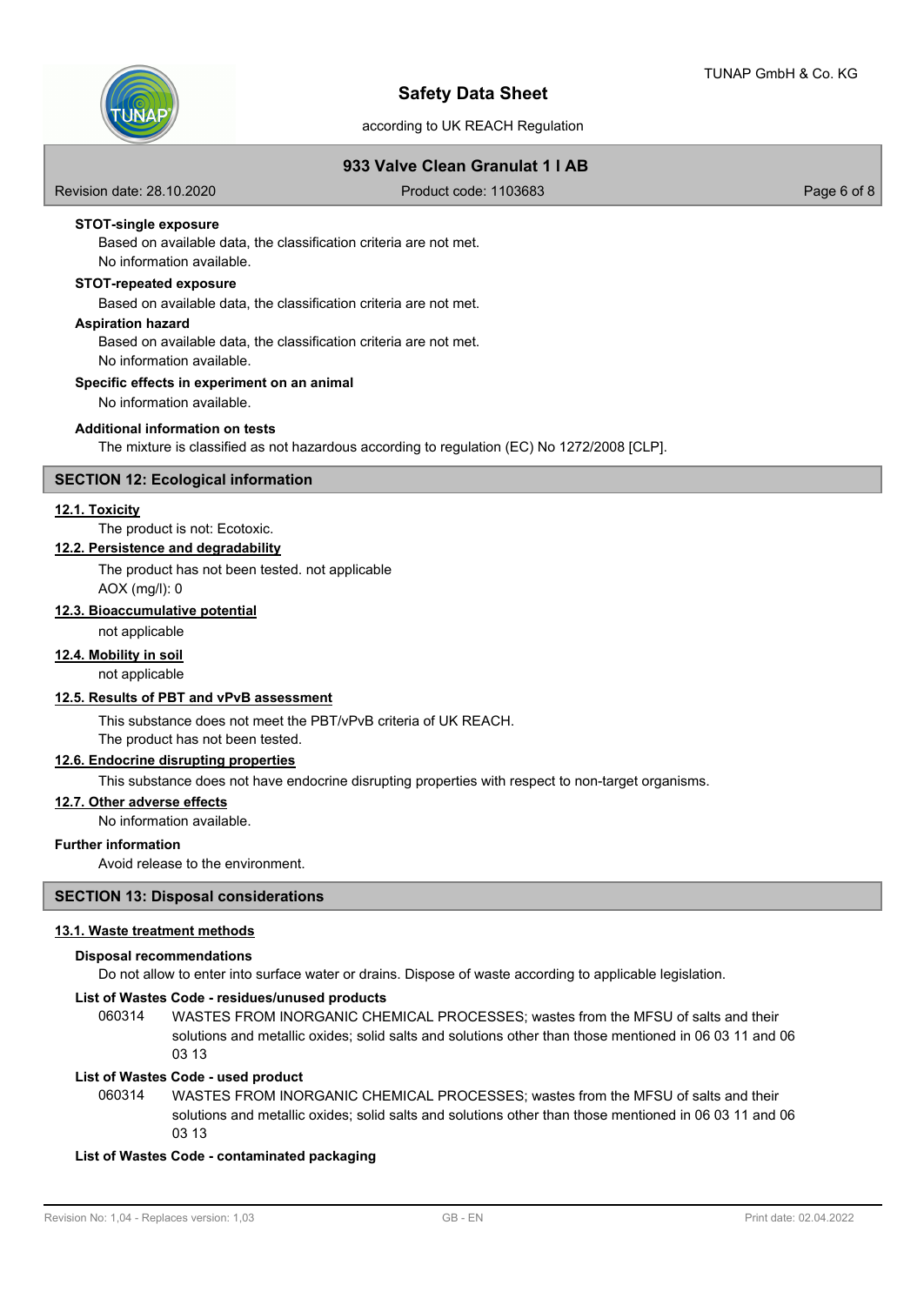**STOT-single exposure**

Based on available data, the classification criteria are not met.
No information available.

**STOT-repeated exposure**

Based on available data, the classification criteria are not met.

**Aspiration hazard**

Based on available data, the classification criteria are not met.
No information available.

**Specific effects in experiment on an animal**

No information available.

**Additional information on tests**

The mixture is classified as not hazardous according to regulation (EC) No 1272/2008 [CLP].

## SECTION 12: Ecological information

### 12.1. Toxicity

The product is not: Ecotoxic.

### 12.2. Persistence and degradability

The product has not been tested. not applicable
AOX (mg/l): 0

### 12.3. Bioaccumulative potential

not applicable

### 12.4. Mobility in soil

not applicable

### 12.5. Results of PBT and vPvB assessment

This substance does not meet the PBT/vPvB criteria of UK REACH.
The product has not been tested.

### 12.6. Endocrine disrupting properties

This substance does not have endocrine disrupting properties with respect to non-target organisms.

### 12.7. Other adverse effects

No information available.

**Further information**

Avoid release to the environment.

## SECTION 13: Disposal considerations

### 13.1. Waste treatment methods

**Disposal recommendations**

Do not allow to enter into surface water or drains. Dispose of waste according to applicable legislation.

**List of Wastes Code - residues/unused products**

060314 WASTES FROM INORGANIC CHEMICAL PROCESSES; wastes from the MFSU of salts and their solutions and metallic oxides; solid salts and solutions other than those mentioned in 06 03 11 and 06 03 13

**List of Wastes Code - used product**

060314 WASTES FROM INORGANIC CHEMICAL PROCESSES; wastes from the MFSU of salts and their solutions and metallic oxides; solid salts and solutions other than those mentioned in 06 03 11 and 06 03 13

**List of Wastes Code - contaminated packaging**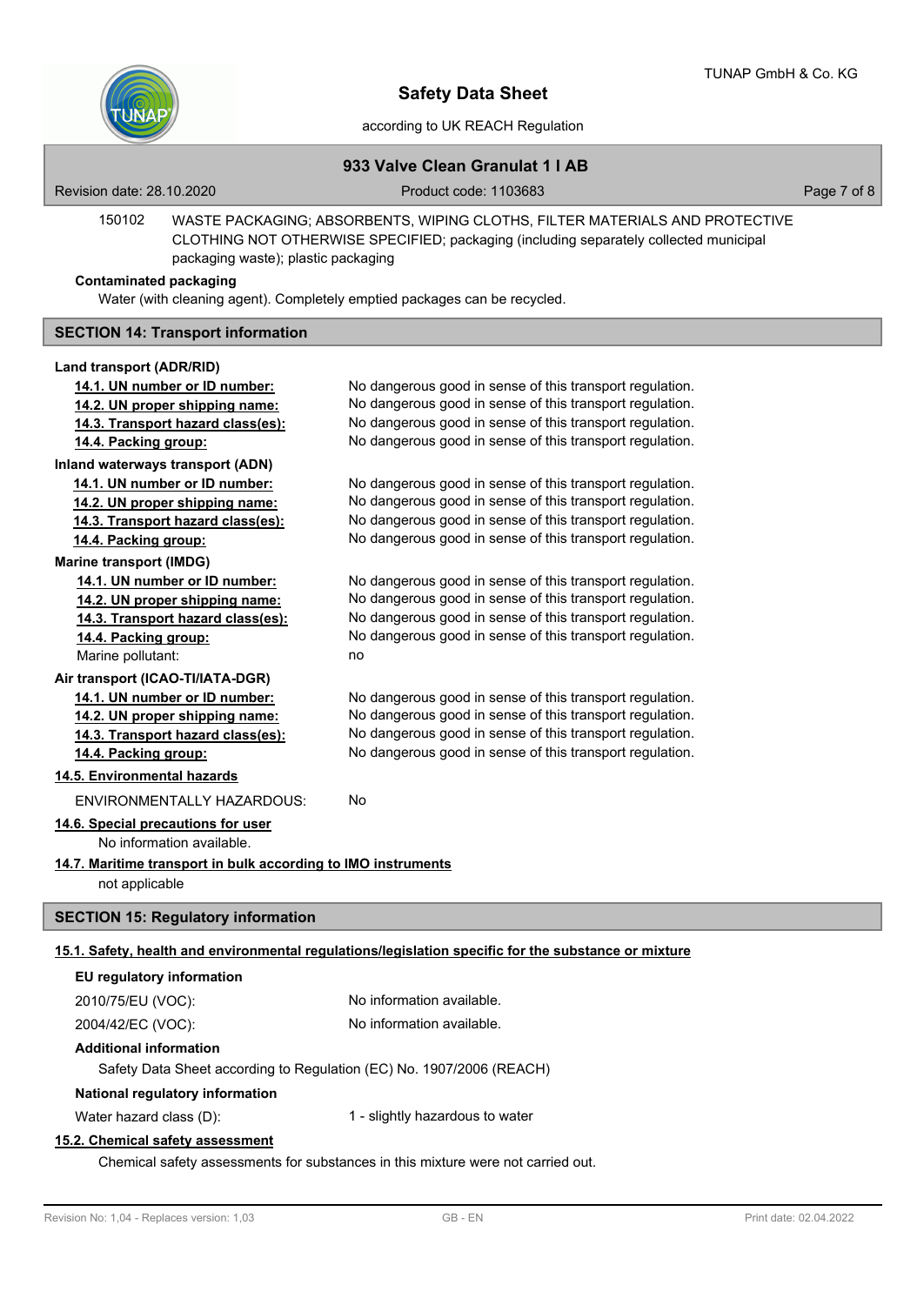| 150102 | WASTE PACKAGING; ABSORBENTS, WIPING CLOTHS, FILTER MATERIALS AND PROTECTIVE CLOTHING NOT OTHERWISE SPECIFIED; packaging (including separately collected municipal packaging waste); plastic packaging |
|---|---|

**Contaminated packaging**

Water (with cleaning agent). Completely emptied packages can be recycled.

## SECTION 14: Transport information

**Land transport (ADR/RID)**

| | |
|---|---|
| **14.1. UN number or ID number:** | No dangerous good in sense of this transport regulation. |
| **14.2. UN proper shipping name:** | No dangerous good in sense of this transport regulation. |
| **14.3. Transport hazard class(es):** | No dangerous good in sense of this transport regulation. |
| **14.4. Packing group:** | No dangerous good in sense of this transport regulation. |

**Inland waterways transport (ADN)**

| | |
|---|---|
| **14.1. UN number or ID number:** | No dangerous good in sense of this transport regulation. |
| **14.2. UN proper shipping name:** | No dangerous good in sense of this transport regulation. |
| **14.3. Transport hazard class(es):** | No dangerous good in sense of this transport regulation. |
| **14.4. Packing group:** | No dangerous good in sense of this transport regulation. |

**Marine transport (IMDG)**

| | |
|---|---|
| **14.1. UN number or ID number:** | No dangerous good in sense of this transport regulation. |
| **14.2. UN proper shipping name:** | No dangerous good in sense of this transport regulation. |
| **14.3. Transport hazard class(es):** | No dangerous good in sense of this transport regulation. |
| **14.4. Packing group:** | No dangerous good in sense of this transport regulation. |
| Marine pollutant: | no |

**Air transport (ICAO-TI/IATA-DGR)**

| | |
|---|---|
| **14.1. UN number or ID number:** | No dangerous good in sense of this transport regulation. |
| **14.2. UN proper shipping name:** | No dangerous good in sense of this transport regulation. |
| **14.3. Transport hazard class(es):** | No dangerous good in sense of this transport regulation. |
| **14.4. Packing group:** | No dangerous good in sense of this transport regulation. |

**14.5. Environmental hazards**

ENVIRONMENTALLY HAZARDOUS: No

**14.6. Special precautions for user**

No information available.

**14.7. Maritime transport in bulk according to IMO instruments**

not applicable

## SECTION 15: Regulatory information

**15.1. Safety, health and environmental regulations/legislation specific for the substance or mixture**

**EU regulatory information**

| | |
|---|---|
| 2010/75/EU (VOC): | No information available. |
| 2004/42/EC (VOC): | No information available. |

**Additional information**

Safety Data Sheet according to Regulation (EC) No. 1907/2006 (REACH)

**National regulatory information**

Water hazard class (D): 1 - slightly hazardous to water

**15.2. Chemical safety assessment**

Chemical safety assessments for substances in this mixture were not carried out.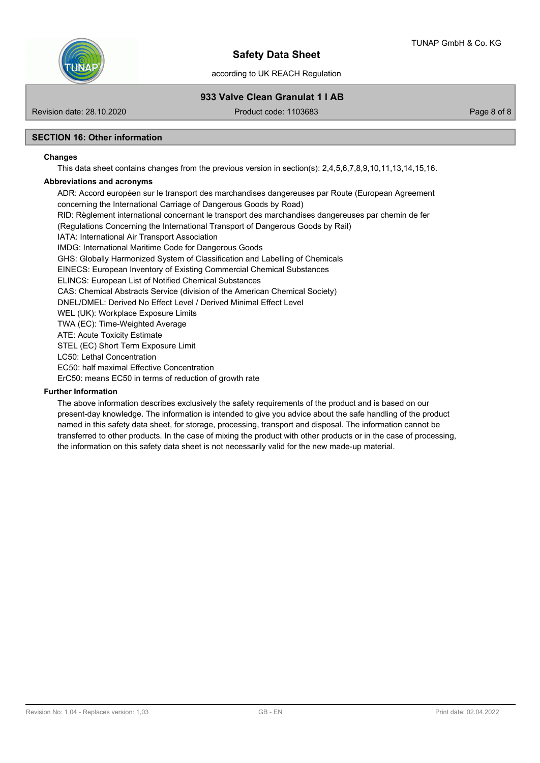## SECTION 16: Other information

### Changes

This data sheet contains changes from the previous version in section(s): 2,4,5,6,7,8,9,10,11,13,14,15,16.

### Abbreviations and acronyms

ADR: Accord européen sur le transport des marchandises dangereuses par Route (European Agreement concerning the International Carriage of Dangerous Goods by Road)
RID: Règlement international concernant le transport des marchandises dangereuses par chemin de fer (Regulations Concerning the International Transport of Dangerous Goods by Rail)
IATA: International Air Transport Association
IMDG: International Maritime Code for Dangerous Goods
GHS: Globally Harmonized System of Classification and Labelling of Chemicals
EINECS: European Inventory of Existing Commercial Chemical Substances
ELINCS: European List of Notified Chemical Substances
CAS: Chemical Abstracts Service (division of the American Chemical Society)
DNEL/DMEL: Derived No Effect Level / Derived Minimal Effect Level
WEL (UK): Workplace Exposure Limits
TWA (EC): Time-Weighted Average
ATE: Acute Toxicity Estimate
STEL (EC) Short Term Exposure Limit
LC50: Lethal Concentration
EC50: half maximal Effective Concentration
ErC50: means EC50 in terms of reduction of growth rate

### Further Information

The above information describes exclusively the safety requirements of the product and is based on our present-day knowledge. The information is intended to give you advice about the safe handling of the product named in this safety data sheet, for storage, processing, transport and disposal. The information cannot be transferred to other products. In the case of mixing the product with other products or in the case of processing, the information on this safety data sheet is not necessarily valid for the new made-up material.